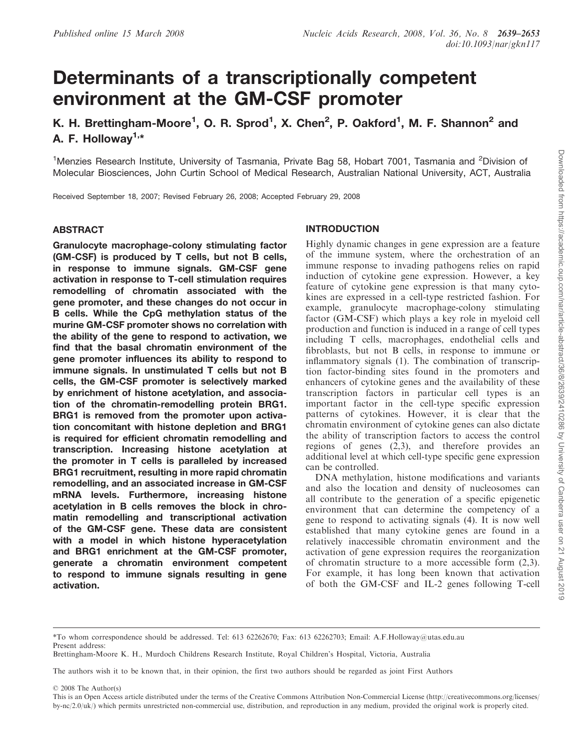# Determinants of a transcriptionally competent environment at the GM-CSF promoter

K. H. Brettingham-Moore[1], O. R. Sprod[1], X. Chen[2], P. Oakford[1], M. F. Shannon[2] and A. F. Holloway[1,*]

[1]Menzies Research Institute, University of Tasmania, Private Bag 58, Hobart 7001, Tasmania and [2]Division of Molecular Biosciences, John Curtin School of Medical Research, Australian National University, ACT, Australia

Received September 18, 2007; Revised February 26, 2008; Accepted February 29, 2008

## ABSTRACT

**Granulocyte macrophage-colony stimulating factor (GM-CSF) is produced by T cells, but not B cells, in response to immune signals. GM-CSF gene activation in response to T-cell stimulation requires remodelling of chromatin associated with the gene promoter, and these changes do not occur in B cells. While the CpG methylation status of the murine GM-CSF promoter shows no correlation with the ability of the gene to respond to activation, we find that the basal chromatin environment of the gene promoter influences its ability to respond to immune signals. In unstimulated T cells but not B cells, the GM-CSF promoter is selectively marked by enrichment of histone acetylation, and association of the chromatin-remodelling protein BRG1. BRG1 is removed from the promoter upon activation concomitant with histone depletion and BRG1 is required for efficient chromatin remodelling and transcription. Increasing histone acetylation at the promoter in T cells is paralleled by increased BRG1 recruitment, resulting in more rapid chromatin remodelling, and an associated increase in GM-CSF mRNA levels. Furthermore, increasing histone acetylation in B cells removes the block in chromatin remodelling and transcriptional activation of the GM-CSF gene. These data are consistent with a model in which histone hyperacetylation and BRG1 enrichment at the GM-CSF promoter, generate a chromatin environment competent to respond to immune signals resulting in gene activation.**

## INTRODUCTION

Highly dynamic changes in gene expression are a feature of the immune system, where the orchestration of an immune response to invading pathogens relies on rapid induction of cytokine gene expression. However, a key feature of cytokine gene expression is that many cytokines are expressed in a cell-type restricted fashion. For example, granulocyte macrophage-colony stimulating factor (GM-CSF) which plays a key role in myeloid cell production and function is induced in a range of cell types including T cells, macrophages, endothelial cells and fibroblasts, but not B cells, in response to immune or inflammatory signals (1). The combination of transcription factor-binding sites found in the promoters and enhancers of cytokine genes and the availability of these transcription factors in particular cell types is an important factor in the cell-type specific expression patterns of cytokines. However, it is clear that the chromatin environment of cytokine genes can also dictate the ability of transcription factors to access the control regions of genes (2,3), and therefore provides an additional level at which cell-type specific gene expression can be controlled.

DNA methylation, histone modifications and variants and also the location and density of nucleosomes can all contribute to the generation of a specific epigenetic environment that can determine the competency of a gene to respond to activating signals (4). It is now well established that many cytokine genes are found in a relatively inaccessible chromatin environment and the activation of gene expression requires the reorganization of chromatin structure to a more accessible form (2,3). For example, it has long been known that activation of both the GM-CSF and IL-2 genes following T-cell

*To whom correspondence should be addressed. Tel: 613 62262670; Fax: 613 62262703; Email: A.F.Holloway@utas.edu.au
Present address:
Brettingham-Moore K. H., Murdoch Childrens Research Institute, Royal Children's Hospital, Victoria, Australia

The authors wish it to be known that, in their opinion, the first two authors should be regarded as joint First Authors

© 2008 The Author(s)
This is an Open Access article distributed under the terms of the Creative Commons Attribution Non-Commercial License (http://creativecommons.org/licenses/by-nc/2.0/uk/) which permits unrestricted non-commercial use, distribution, and reproduction in any medium, provided the original work is properly cited.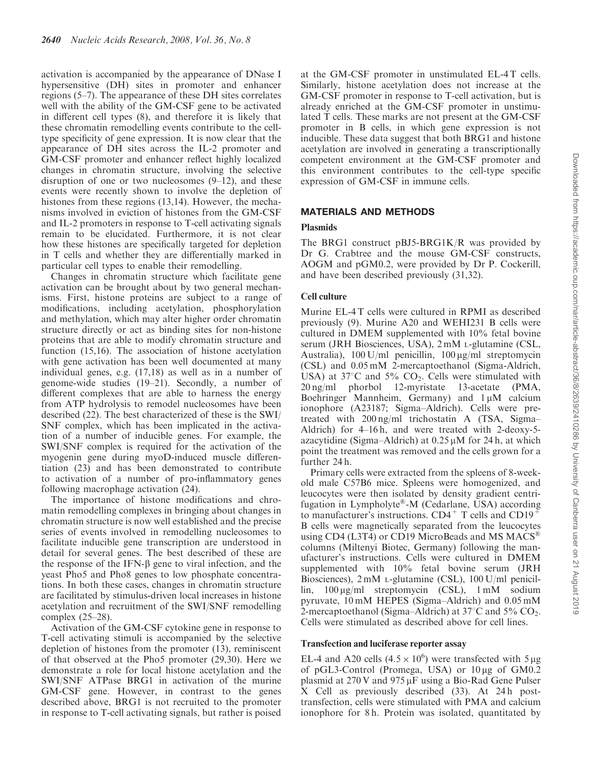activation is accompanied by the appearance of DNase I hypersensitive (DH) sites in promoter and enhancer regions (5–7). The appearance of these DH sites correlates well with the ability of the GM-CSF gene to be activated in different cell types (8), and therefore it is likely that these chromatin remodelling events contribute to the cell-type specificity of gene expression. It is now clear that the appearance of DH sites across the IL-2 promoter and GM-CSF promoter and enhancer reflect highly localized changes in chromatin structure, involving the selective disruption of one or two nucleosomes (9–12), and these events were recently shown to involve the depletion of histones from these regions (13,14). However, the mechanisms involved in eviction of histones from the GM-CSF and IL-2 promoters in response to T-cell activating signals remain to be elucidated. Furthermore, it is not clear how these histones are specifically targeted for depletion in T cells and whether they are differentially marked in particular cell types to enable their remodelling.

Changes in chromatin structure which facilitate gene activation can be brought about by two general mechanisms. First, histone proteins are subject to a range of modifications, including acetylation, phosphorylation and methylation, which may alter higher order chromatin structure directly or act as binding sites for non-histone proteins that are able to modify chromatin structure and function (15,16). The association of histone acetylation with gene activation has been well documented at many individual genes, e.g. (17,18) as well as in a number of genome-wide studies (19–21). Secondly, a number of different complexes that are able to harness the energy from ATP hydrolysis to remodel nucleosomes have been described (22). The best characterized of these is the SWI/SNF complex, which has been implicated in the activation of a number of inducible genes. For example, the SWI/SNF complex is required for the activation of the myogenin gene during myoD-induced muscle differentiation (23) and has been demonstrated to contribute to activation of a number of pro-inflammatory genes following macrophage activation (24).

The importance of histone modifications and chromatin remodelling complexes in bringing about changes in chromatin structure is now well established and the precise series of events involved in remodelling nucleosomes to facilitate inducible gene transcription are understood in detail for several genes. The best described of these are the response of the IFN-β gene to viral infection, and the yeast Pho5 and Pho8 genes to low phosphate concentrations. In both these cases, changes in chromatin structure are facilitated by stimulus-driven local increases in histone acetylation and recruitment of the SWI/SNF remodelling complex (25–28).

Activation of the GM-CSF cytokine gene in response to T-cell activating stimuli is accompanied by the selective depletion of histones from the promoter (13), reminiscent of that observed at the Pho5 promoter (29,30). Here we demonstrate a role for local histone acetylation and the SWI/SNF ATPase BRG1 in activation of the murine GM-CSF gene. However, in contrast to the genes described above, BRG1 is not recruited to the promoter in response to T-cell activating signals, but rather is poised at the GM-CSF promoter in unstimulated EL-4 T cells. Similarly, histone acetylation does not increase at the GM-CSF promoter in response to T-cell activation, but is already enriched at the GM-CSF promoter in unstimulated T cells. These marks are not present at the GM-CSF promoter in B cells, in which gene expression is not inducible. These data suggest that both BRG1 and histone acetylation are involved in generating a transcriptionally competent environment at the GM-CSF promoter and this environment contributes to the cell-type specific expression of GM-CSF in immune cells.

## MATERIALS AND METHODS

### Plasmids

The BRG1 construct pBJ5-BRG1K/R was provided by Dr G. Crabtree and the mouse GM-CSF constructs, AOGM and pGM0.2, were provided by Dr P. Cockerill, and have been described previously (31,32).

### Cell culture

Murine EL-4 T cells were cultured in RPMI as described previously (9). Murine A20 and WEHI231 B cells were cultured in DMEM supplemented with 10% fetal bovine serum (JRH Biosciences, USA), 2 mM L-glutamine (CSL, Australia), 100 U/ml penicillin, 100 μg/ml streptomycin (CSL) and 0.05 mM 2-mercaptoethanol (Sigma-Aldrich, USA) at 37°C and 5% $CO_2$. Cells were stimulated with 20 ng/ml phorbol 12-myristate 13-acetate (PMA, Boehringer Mannheim, Germany) and 1 μM calcium ionophore (A23187; Sigma–Aldrich). Cells were pre-treated with 200 ng/ml trichostatin A (TSA, Sigma–Aldrich) for 4–16 h, and were treated with 2-deoxy-5-azacytidine (Sigma–Aldrich) at 0.25 μM for 24 h, at which point the treatment was removed and the cells grown for a further 24 h.

Primary cells were extracted from the spleens of 8-week-old male C57B6 mice. Spleens were homogenized, and leucocytes were then isolated by density gradient centrifugation in Lympholyte®-M (Cedarlane, USA) according to manufacturer's instructions. $CD4^+$ T cells and $CD19^+$ B cells were magnetically separated from the leucocytes using CD4 (L3T4) or CD19 MicroBeads and MS MACS® columns (Miltenyi Biotec, Germany) following the manufacturer's instructions. Cells were cultured in DMEM supplemented with 10% fetal bovine serum (JRH Biosciences), 2 mM L-glutamine (CSL), 100 U/ml penicillin, 100 μg/ml streptomycin (CSL), 1 mM sodium pyruvate, 10 mM HEPES (Sigma–Aldrich) and 0.05 mM 2-mercaptoethanol (Sigma–Aldrich) at 37°C and 5% $CO_2$. Cells were stimulated as described above for cell lines.

### Transfection and luciferase reporter assay

EL-4 and A20 cells ($4.5 \times 10^6$) were transfected with 5 μg of pGL3-Control (Promega, USA) or 10 μg of GM0.2 plasmid at 270 V and 975 μF using a Bio-Rad Gene Pulser X Cell as previously described (33). At 24 h post-transfection, cells were stimulated with PMA and calcium ionophore for 8 h. Protein was isolated, quantitated by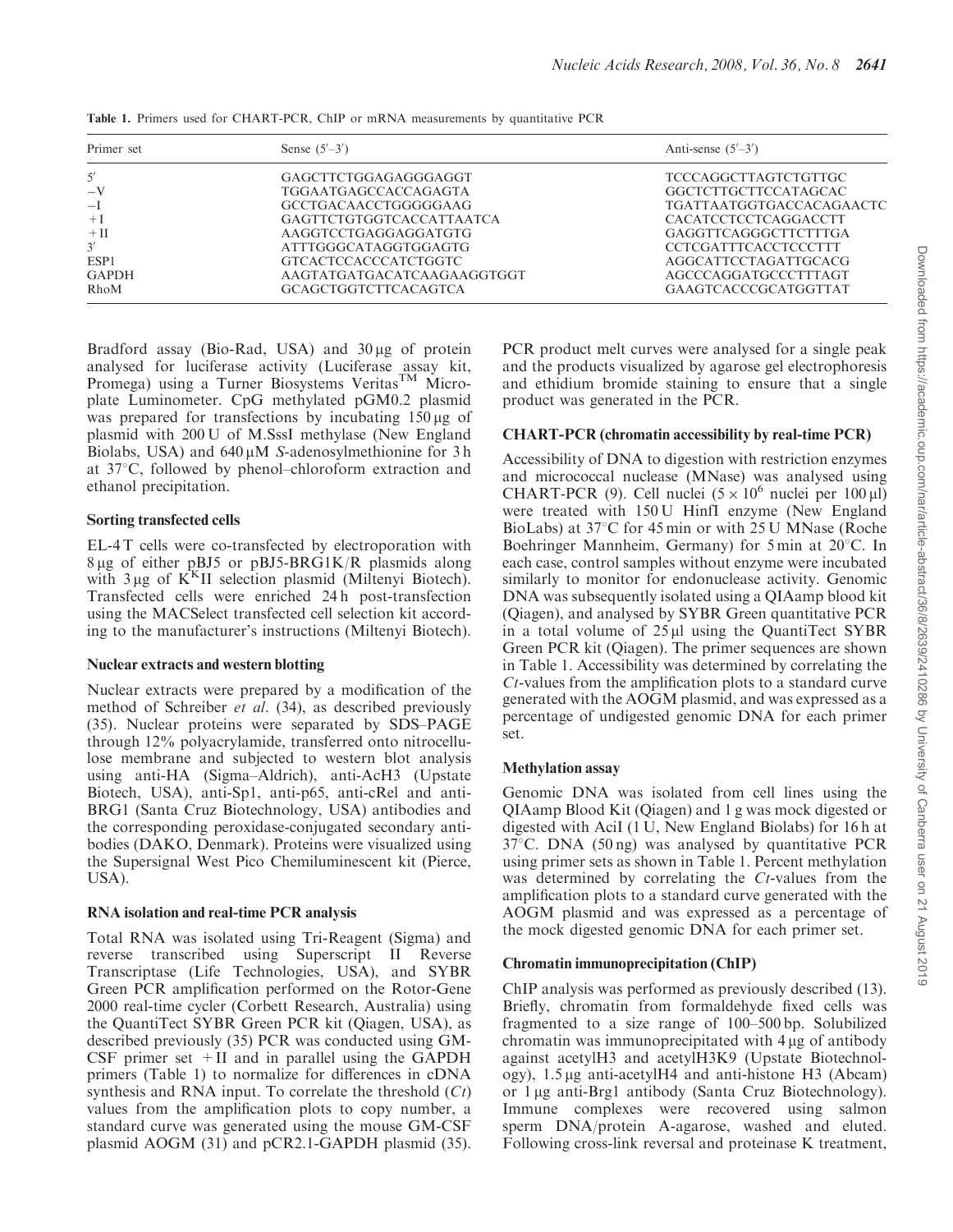**Table 1.** Primers used for CHART-PCR, ChIP or mRNA measurements by quantitative PCR

| Primer set | Sense (5′–3′) | Anti-sense (5′–3′) |
|---|---|---|
| 5′ | GAGCTTCTGGAGAGGGAGGT | TCCCAGGCTTAGTCTGTTGC |
| −V | TGGAATGAGCCACCAGAGTA | GGCTCTTGCTTCCATAGCAC |
| −I | GCCTGACAACCTGGGGGAAG | TGATTAATGGTGACCACAGAACTC |
| +I | GAGTTCTGTGGTCACCATTAATCA | CACATCCTCCTCAGGACCTT |
| +II | AAGGTCCTGAGGAGGATGTG | GAGGTTCAGGGCTTCTTTGA |
| 3′ | ATTTGGGCATAGGTGGAGTG | CCTCGATTTCACCTCCCTTT |
| ESP1 | GTCACTCCACCCATCTGGTC | AGGCATTCCTAGATTGCACG |
| GAPDH | AAGTATGATGACATCAAGAAGGTGGT | AGCCCAGGATGCCCTTTAGT |
| RhoM | GCAGCTGGTCTTCACAGTCA | GAAGTCACCCGCATGGTTAT |

Bradford assay (Bio-Rad, USA) and 30 μg of protein analysed for luciferase activity (Luciferase assay kit, Promega) using a Turner Biosystems Veritas™ Microplate Luminometer. CpG methylated pGM0.2 plasmid was prepared for transfections by incubating 150 μg of plasmid with 200 U of M.SssI methylase (New England Biolabs, USA) and 640 μM *S*-adenosylmethionine for 3 h at 37°C, followed by phenol–chloroform extraction and ethanol precipitation.

### Sorting transfected cells

EL-4 T cells were co-transfected by electroporation with 8 μg of either pBJ5 or pBJ5-BRG1K/R plasmids along with 3 μg of $K^K$II selection plasmid (Miltenyi Biotech). Transfected cells were enriched 24 h post-transfection using the MACSelect transfected cell selection kit according to the manufacturer's instructions (Miltenyi Biotech).

### Nuclear extracts and western blotting

Nuclear extracts were prepared by a modification of the method of Schreiber *et al*. (34), as described previously (35). Nuclear proteins were separated by SDS–PAGE through 12% polyacrylamide, transferred onto nitrocellulose membrane and subjected to western blot analysis using anti-HA (Sigma–Aldrich), anti-AcH3 (Upstate Biotech, USA), anti-Sp1, anti-p65, anti-cRel and anti-BRG1 (Santa Cruz Biotechnology, USA) antibodies and the corresponding peroxidase-conjugated secondary antibodies (DAKO, Denmark). Proteins were visualized using the Supersignal West Pico Chemiluminescent kit (Pierce, USA).

### RNA isolation and real-time PCR analysis

Total RNA was isolated using Tri-Reagent (Sigma) and reverse transcribed using Superscript II Reverse Transcriptase (Life Technologies, USA), and SYBR Green PCR amplification performed on the Rotor-Gene 2000 real-time cycler (Corbett Research, Australia) using the QuantiTect SYBR Green PCR kit (Qiagen, USA), as described previously (35) PCR was conducted using GM-CSF primer set +II and in parallel using the GAPDH primers (Table 1) to normalize for differences in cDNA synthesis and RNA input. To correlate the threshold (*Ct*) values from the amplification plots to copy number, a standard curve was generated using the mouse GM-CSF plasmid AOGM (31) and pCR2.1-GAPDH plasmid (35). PCR product melt curves were analysed for a single peak and the products visualized by agarose gel electrophoresis and ethidium bromide staining to ensure that a single product was generated in the PCR.

### CHART-PCR (chromatin accessibility by real-time PCR)

Accessibility of DNA to digestion with restriction enzymes and micrococcal nuclease (MNase) was analysed using CHART-PCR (9). Cell nuclei ($5 \times 10^6$ nuclei per 100 μl) were treated with 150 U HinfI enzyme (New England BioLabs) at 37°C for 45 min or with 25 U MNase (Roche Boehringer Mannheim, Germany) for 5 min at 20°C. In each case, control samples without enzyme were incubated similarly to monitor for endonuclease activity. Genomic DNA was subsequently isolated using a QIAamp blood kit (Qiagen), and analysed by SYBR Green quantitative PCR in a total volume of 25 μl using the QuantiTect SYBR Green PCR kit (Qiagen). The primer sequences are shown in Table 1. Accessibility was determined by correlating the *Ct*-values from the amplification plots to a standard curve generated with the AOGM plasmid, and was expressed as a percentage of undigested genomic DNA for each primer set.

### Methylation assay

Genomic DNA was isolated from cell lines using the QIAamp Blood Kit (Qiagen) and 1 g was mock digested or digested with AciI (1 U, New England Biolabs) for 16 h at 37°C. DNA (50 ng) was analysed by quantitative PCR using primer sets as shown in Table 1. Percent methylation was determined by correlating the *Ct*-values from the amplification plots to a standard curve generated with the AOGM plasmid and was expressed as a percentage of the mock digested genomic DNA for each primer set.

### Chromatin immunoprecipitation (ChIP)

ChIP analysis was performed as previously described (13). Briefly, chromatin from formaldehyde fixed cells was fragmented to a size range of 100–500 bp. Solubilized chromatin was immunoprecipitated with 4 μg of antibody against acetylH3 and acetylH3K9 (Upstate Biotechnology), 1.5 μg anti-acetylH4 and anti-histone H3 (Abcam) or 1 μg anti-Brg1 antibody (Santa Cruz Biotechnology). Immune complexes were recovered using salmon sperm DNA/protein A-agarose, washed and eluted. Following cross-link reversal and proteinase K treatment,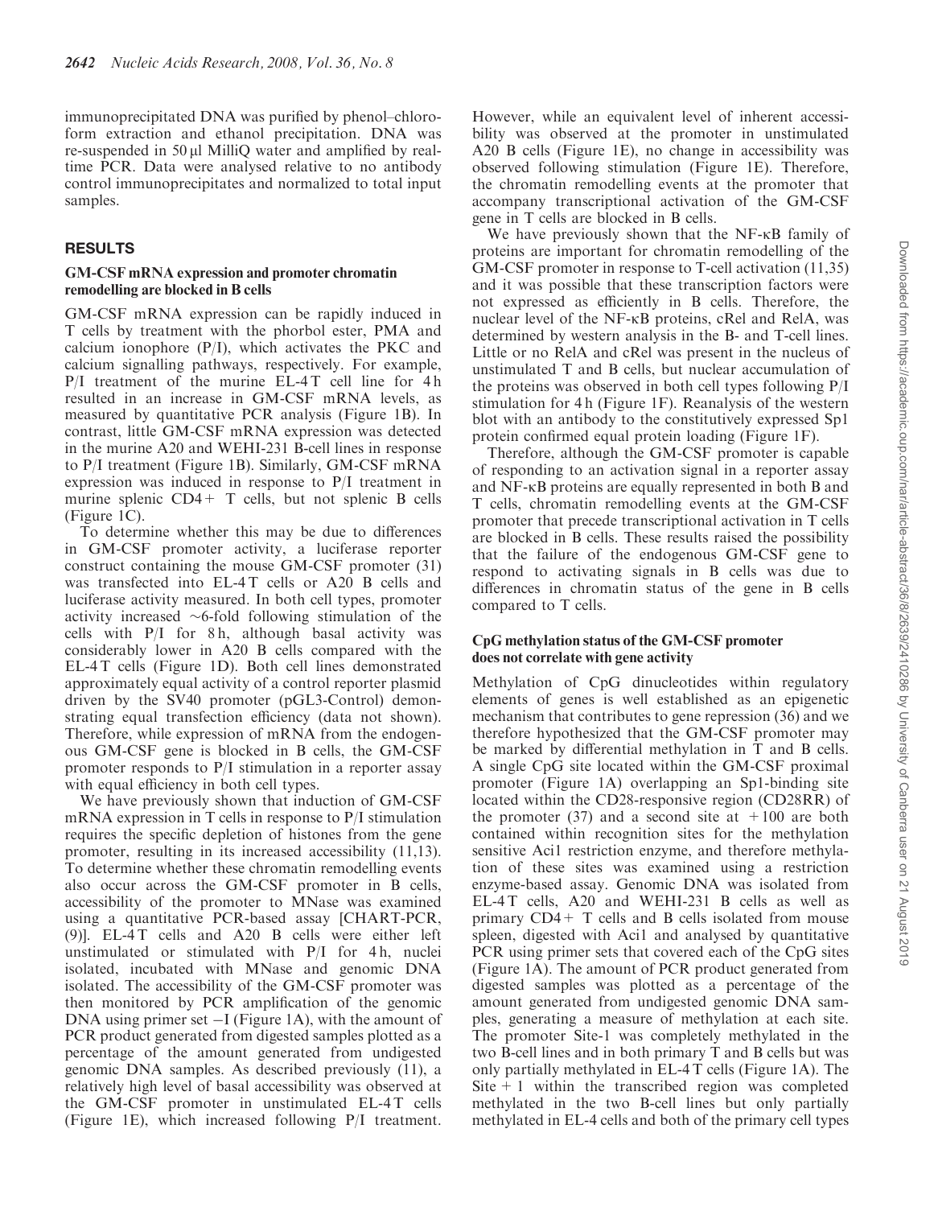immunoprecipitated DNA was purified by phenol–chloroform extraction and ethanol precipitation. DNA was re-suspended in 50 µl MilliQ water and amplified by real-time PCR. Data were analysed relative to no antibody control immunoprecipitates and normalized to total input samples.

## RESULTS

### GM-CSF mRNA expression and promoter chromatin remodelling are blocked in B cells

GM-CSF mRNA expression can be rapidly induced in T cells by treatment with the phorbol ester, PMA and calcium ionophore (P/I), which activates the PKC and calcium signalling pathways, respectively. For example, P/I treatment of the murine EL-4 T cell line for 4 h resulted in an increase in GM-CSF mRNA levels, as measured by quantitative PCR analysis (Figure 1B). In contrast, little GM-CSF mRNA expression was detected in the murine A20 and WEHI-231 B-cell lines in response to P/I treatment (Figure 1B). Similarly, GM-CSF mRNA expression was induced in response to P/I treatment in murine splenic CD4+ T cells, but not splenic B cells (Figure 1C).

To determine whether this may be due to differences in GM-CSF promoter activity, a luciferase reporter construct containing the mouse GM-CSF promoter (31) was transfected into EL-4 T cells or A20 B cells and luciferase activity measured. In both cell types, promoter activity increased ~6-fold following stimulation of the cells with P/I for 8 h, although basal activity was considerably lower in A20 B cells compared with the EL-4 T cells (Figure 1D). Both cell lines demonstrated approximately equal activity of a control reporter plasmid driven by the SV40 promoter (pGL3-Control) demonstrating equal transfection efficiency (data not shown). Therefore, while expression of mRNA from the endogenous GM-CSF gene is blocked in B cells, the GM-CSF promoter responds to P/I stimulation in a reporter assay with equal efficiency in both cell types.

We have previously shown that induction of GM-CSF mRNA expression in T cells in response to P/I stimulation requires the specific depletion of histones from the gene promoter, resulting in its increased accessibility (11,13). To determine whether these chromatin remodelling events also occur across the GM-CSF promoter in B cells, accessibility of the promoter to MNase was examined using a quantitative PCR-based assay [CHART-PCR, (9)]. EL-4 T cells and A20 B cells were either left unstimulated or stimulated with P/I for 4 h, nuclei isolated, incubated with MNase and genomic DNA isolated. The accessibility of the GM-CSF promoter was then monitored by PCR amplification of the genomic DNA using primer set –I (Figure 1A), with the amount of PCR product generated from digested samples plotted as a percentage of the amount generated from undigested genomic DNA samples. As described previously (11), a relatively high level of basal accessibility was observed at the GM-CSF promoter in unstimulated EL-4 T cells (Figure 1E), which increased following P/I treatment. However, while an equivalent level of inherent accessibility was observed at the promoter in unstimulated A20 B cells (Figure 1E), no change in accessibility was observed following stimulation (Figure 1E). Therefore, the chromatin remodelling events at the promoter that accompany transcriptional activation of the GM-CSF gene in T cells are blocked in B cells.

We have previously shown that the NF-κB family of proteins are important for chromatin remodelling of the GM-CSF promoter in response to T-cell activation (11,35) and it was possible that these transcription factors were not expressed as efficiently in B cells. Therefore, the nuclear level of the NF-κB proteins, cRel and RelA, was determined by western analysis in the B- and T-cell lines. Little or no RelA and cRel was present in the nucleus of unstimulated T and B cells, but nuclear accumulation of the proteins was observed in both cell types following P/I stimulation for 4 h (Figure 1F). Reanalysis of the western blot with an antibody to the constitutively expressed Sp1 protein confirmed equal protein loading (Figure 1F).

Therefore, although the GM-CSF promoter is capable of responding to an activation signal in a reporter assay and NF-κB proteins are equally represented in both B and T cells, chromatin remodelling events at the GM-CSF promoter that precede transcriptional activation in T cells are blocked in B cells. These results raised the possibility that the failure of the endogenous GM-CSF gene to respond to activating signals in B cells was due to differences in chromatin status of the gene in B cells compared to T cells.

### CpG methylation status of the GM-CSF promoter does not correlate with gene activity

Methylation of CpG dinucleotides within regulatory elements of genes is well established as an epigenetic mechanism that contributes to gene repression (36) and we therefore hypothesized that the GM-CSF promoter may be marked by differential methylation in T and B cells. A single CpG site located within the GM-CSF proximal promoter (Figure 1A) overlapping an Sp1-binding site located within the CD28-responsive region (CD28RR) of the promoter (37) and a second site at +100 are both contained within recognition sites for the methylation sensitive Aci1 restriction enzyme, and therefore methylation of these sites was examined using a restriction enzyme-based assay. Genomic DNA was isolated from EL-4 T cells, A20 and WEHI-231 B cells as well as primary CD4+ T cells and B cells isolated from mouse spleen, digested with Aci1 and analysed by quantitative PCR using primer sets that covered each of the CpG sites (Figure 1A). The amount of PCR product generated from digested samples was plotted as a percentage of the amount generated from undigested genomic DNA samples, generating a measure of methylation at each site. The promoter Site-1 was completely methylated in the two B-cell lines and in both primary T and B cells but was only partially methylated in EL-4 T cells (Figure 1A). The Site + 1 within the transcribed region was completed methylated in the two B-cell lines but only partially methylated in EL-4 cells and both of the primary cell types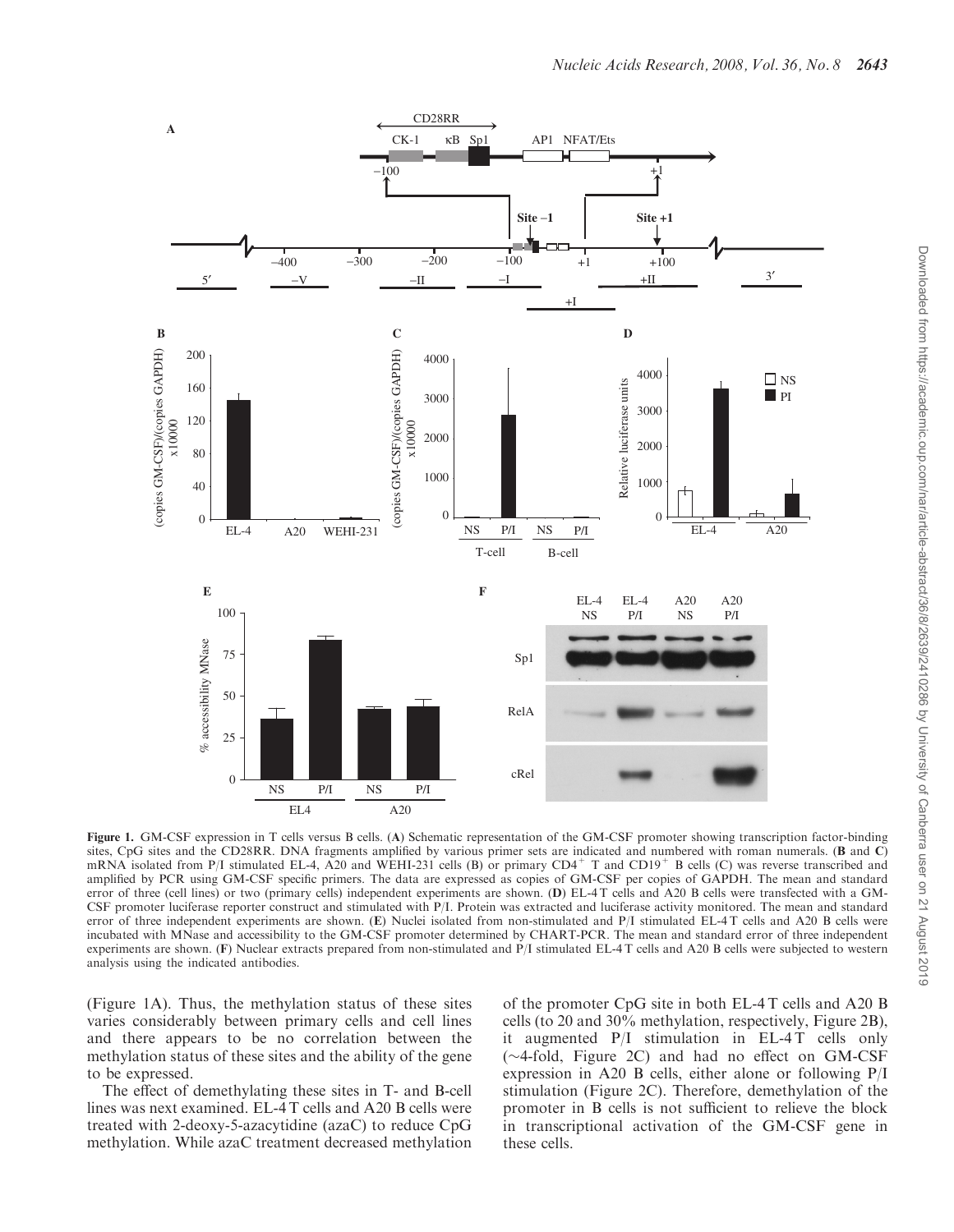**Figure 1.** GM-CSF expression in T cells versus B cells. (**A**) Schematic representation of the GM-CSF promoter showing transcription factor-binding sites, CpG sites and the CD28RR. DNA fragments amplified by various primer sets are indicated and numbered with roman numerals. (**B** and **C**) mRNA isolated from P/I stimulated EL-4, A20 and WEHI-231 cells (B) or primary CD4$^{+}$ T and CD19$^{+}$ B cells (C) was reverse transcribed and amplified by PCR using GM-CSF specific primers. The data are expressed as copies of GM-CSF per copies of GAPDH. The mean and standard error of three (cell lines) or two (primary cells) independent experiments are shown. (**D**) EL-4 T cells and A20 B cells were transfected with a GM-CSF promoter luciferase reporter construct and stimulated with P/I. Protein was extracted and luciferase activity monitored. The mean and standard error of three independent experiments are shown. (**E**) Nuclei isolated from non-stimulated and P/I stimulated EL-4 T cells and A20 B cells were incubated with MNase and accessibility to the GM-CSF promoter determined by CHART-PCR. The mean and standard error of three independent experiments are shown. (**F**) Nuclear extracts prepared from non-stimulated and P/I stimulated EL-4 T cells and A20 B cells were subjected to western analysis using the indicated antibodies.

(Figure 1A). Thus, the methylation status of these sites varies considerably between primary cells and cell lines and there appears to be no correlation between the methylation status of these sites and the ability of the gene to be expressed.

The effect of demethylating these sites in T- and B-cell lines was next examined. EL-4 T cells and A20 B cells were treated with 2-deoxy-5-azacytidine (azaC) to reduce CpG methylation. While azaC treatment decreased methylation of the promoter CpG site in both EL-4 T cells and A20 B cells (to 20 and 30% methylation, respectively, Figure 2B), it augmented P/I stimulation in EL-4 T cells only (∼4-fold, Figure 2C) and had no effect on GM-CSF expression in A20 B cells, either alone or following P/I stimulation (Figure 2C). Therefore, demethylation of the promoter in B cells is not sufficient to relieve the block in transcriptional activation of the GM-CSF gene in these cells.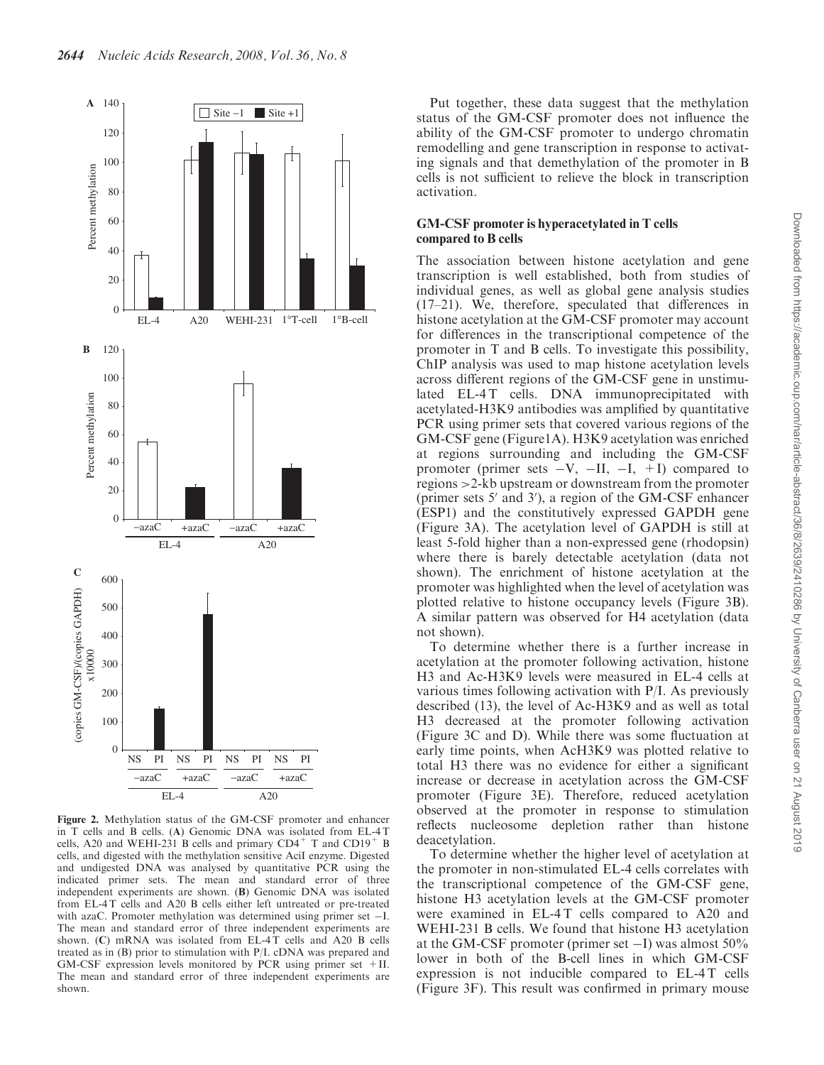Figure 2. Methylation status of the GM-CSF promoter and enhancer in T cells and B cells. (A) Genomic DNA was isolated from EL-4 T cells, A20 and WEHI-231 B cells and primary $CD4^+$ T and $CD19^+$ B cells, and digested with the methylation sensitive AciI enzyme. Digested and undigested DNA was analysed by quantitative PCR using the indicated primer sets. The mean and standard error of three independent experiments are shown. (B) Genomic DNA was isolated from EL-4 T cells and A20 B cells either left untreated or pre-treated with azaC. Promoter methylation was determined using primer set −I. The mean and standard error of three independent experiments are shown. (C) mRNA was isolated from EL-4 T cells and A20 B cells treated as in (B) prior to stimulation with P/I. cDNA was prepared and GM-CSF expression levels monitored by PCR using primer set +II. The mean and standard error of three independent experiments are shown.

Put together, these data suggest that the methylation status of the GM-CSF promoter does not influence the ability of the GM-CSF promoter to undergo chromatin remodelling and gene transcription in response to activating signals and that demethylation of the promoter in B cells is not sufficient to relieve the block in transcription activation.

### GM-CSF promoter is hyperacetylated in T cells compared to B cells

The association between histone acetylation and gene transcription is well established, both from studies of individual genes, as well as global gene analysis studies (17–21). We, therefore, speculated that differences in histone acetylation at the GM-CSF promoter may account for differences in the transcriptional competence of the promoter in T and B cells. To investigate this possibility, ChIP analysis was used to map histone acetylation levels across different regions of the GM-CSF gene in unstimulated EL-4 T cells. DNA immunoprecipitated with acetylated-H3K9 antibodies was amplified by quantitative PCR using primer sets that covered various regions of the GM-CSF gene (Figure1A). H3K9 acetylation was enriched at regions surrounding and including the GM-CSF promoter (primer sets −V, −II, −I, +I) compared to regions >2-kb upstream or downstream from the promoter (primer sets 5′ and 3′), a region of the GM-CSF enhancer (ESP1) and the constitutively expressed GAPDH gene (Figure 3A). The acetylation level of GAPDH is still at least 5-fold higher than a non-expressed gene (rhodopsin) where there is barely detectable acetylation (data not shown). The enrichment of histone acetylation at the promoter was highlighted when the level of acetylation was plotted relative to histone occupancy levels (Figure 3B). A similar pattern was observed for H4 acetylation (data not shown).

To determine whether there is a further increase in acetylation at the promoter following activation, histone H3 and Ac-H3K9 levels were measured in EL-4 cells at various times following activation with P/I. As previously described (13), the level of Ac-H3K9 and as well as total H3 decreased at the promoter following activation (Figure 3C and D). While there was some fluctuation at early time points, when AcH3K9 was plotted relative to total H3 there was no evidence for either a significant increase or decrease in acetylation across the GM-CSF promoter (Figure 3E). Therefore, reduced acetylation observed at the promoter in response to stimulation reflects nucleosome depletion rather than histone deacetylation.

To determine whether the higher level of acetylation at the promoter in non-stimulated EL-4 cells correlates with the transcriptional competence of the GM-CSF gene, histone H3 acetylation levels at the GM-CSF promoter were examined in EL-4 T cells compared to A20 and WEHI-231 B cells. We found that histone H3 acetylation at the GM-CSF promoter (primer set −I) was almost 50% lower in both of the B-cell lines in which GM-CSF expression is not inducible compared to EL-4 T cells (Figure 3F). This result was confirmed in primary mouse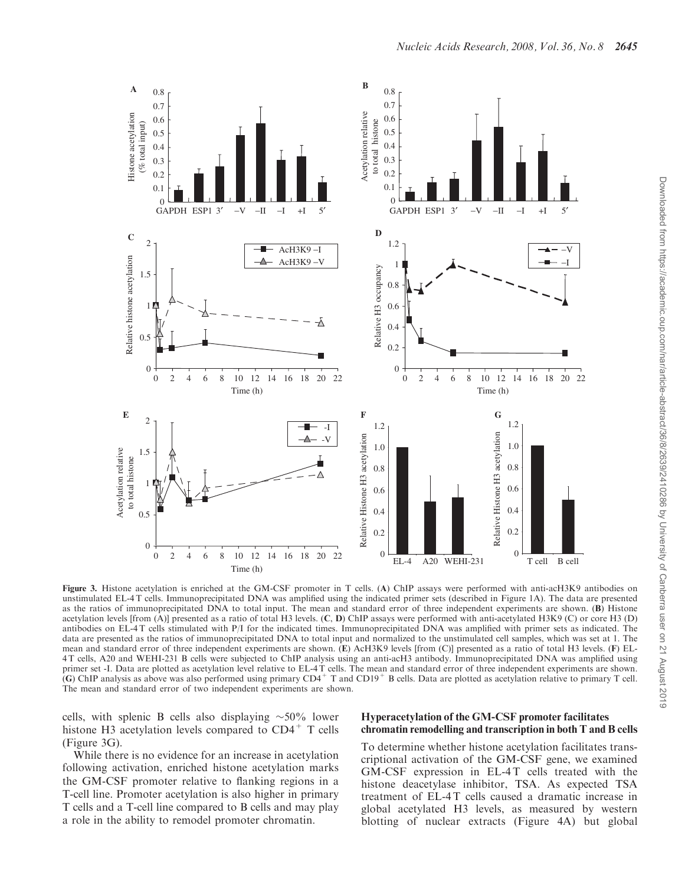**Figure 3.** Histone acetylation is enriched at the GM-CSF promoter in T cells. (**A**) ChIP assays were performed with anti-acH3K9 antibodies on unstimulated EL-4 T cells. Immunoprecipitated DNA was amplified using the indicated primer sets (described in Figure 1A). The data are presented as the ratios of immunoprecipitated DNA to total input. The mean and standard error of three independent experiments are shown. (**B**) Histone acetylation levels [from (A)] presented as a ratio of total H3 levels. (**C**, **D**) ChIP assays were performed with anti-acetylated H3K9 (C) or core H3 (D) antibodies on EL-4 T cells stimulated with P/I for the indicated times. Immunoprecipitated DNA was amplified with primer sets as indicated. The data are presented as the ratios of immunoprecipitated DNA to total input and normalized to the unstimulated cell samples, which was set at 1. The mean and standard error of three independent experiments are shown. (**E**) AcH3K9 levels [from (C)] presented as a ratio of total H3 levels. (**F**) EL-4 T cells, A20 and WEHI-231 B cells were subjected to ChIP analysis using an anti-acH3 antibody. Immunoprecipitated DNA was amplified using primer set -I. Data are plotted as acetylation level relative to EL-4 T cells. The mean and standard error of three independent experiments are shown. (**G**) ChIP analysis as above was also performed using primary $CD4^+$ T and $CD19^+$ B cells. Data are plotted as acetylation relative to primary T cell. The mean and standard error of two independent experiments are shown.

cells, with splenic B cells also displaying ~50% lower histone H3 acetylation levels compared to $CD4^+$ T cells (Figure 3G).

While there is no evidence for an increase in acetylation following activation, enriched histone acetylation marks the GM-CSF promoter relative to flanking regions in a T-cell line. Promoter acetylation is also higher in primary T cells and a T-cell line compared to B cells and may play a role in the ability to remodel promoter chromatin.

### Hyperacetylation of the GM-CSF promoter facilitates chromatin remodelling and transcription in both T and B cells

To determine whether histone acetylation facilitates transcriptional activation of the GM-CSF gene, we examined GM-CSF expression in EL-4 T cells treated with the histone deacetylase inhibitor, TSA. As expected TSA treatment of EL-4 T cells caused a dramatic increase in global acetylated H3 levels, as measured by western blotting of nuclear extracts (Figure 4A) but global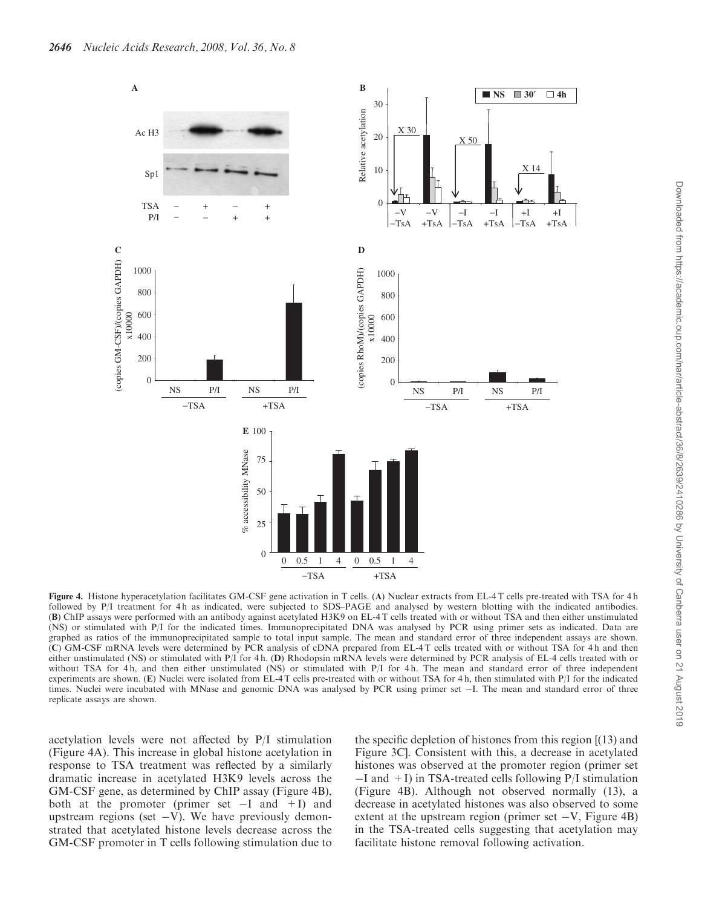**Figure 4.** Histone hyperacetylation facilitates GM-CSF gene activation in T cells. (**A**) Nuclear extracts from EL-4 T cells pre-treated with TSA for 4 h followed by P/I treatment for 4 h as indicated, were subjected to SDS–PAGE and analysed by western blotting with the indicated antibodies. (**B**) ChIP assays were performed with an antibody against acetylated H3K9 on EL-4 T cells treated with or without TSA and then either unstimulated (NS) or stimulated with P/I for the indicated times. Immunoprecipitated DNA was analysed by PCR using primer sets as indicated. Data are graphed as ratios of the immunoprecipitated sample to total input sample. The mean and standard error of three independent assays are shown. (**C**) GM-CSF mRNA levels were determined by PCR analysis of cDNA prepared from EL-4 T cells treated with or without TSA for 4 h and then either unstimulated (NS) or stimulated with P/I for 4 h. (**D**) Rhodopsin mRNA levels were determined by PCR analysis of EL-4 cells treated with or without TSA for 4 h, and then either unstimulated (NS) or stimulated with P/I for 4 h. The mean and standard error of three independent experiments are shown. (**E**) Nuclei were isolated from EL-4 T cells pre-treated with or without TSA for 4 h, then stimulated with P/I for the indicated times. Nuclei were incubated with MNase and genomic DNA was analysed by PCR using primer set −I. The mean and standard error of three replicate assays are shown.

acetylation levels were not affected by P/I stimulation (Figure 4A). This increase in global histone acetylation in response to TSA treatment was reflected by a similarly dramatic increase in acetylated H3K9 levels across the GM-CSF gene, as determined by ChIP assay (Figure 4B), both at the promoter (primer set −I and +I) and upstream regions (set −V). We have previously demonstrated that acetylated histone levels decrease across the GM-CSF promoter in T cells following stimulation due to the specific depletion of histones from this region [(13) and Figure 3C]. Consistent with this, a decrease in acetylated histones was observed at the promoter region (primer set −I and +I) in TSA-treated cells following P/I stimulation (Figure 4B). Although not observed normally (13), a decrease in acetylated histones was also observed to some extent at the upstream region (primer set −V, Figure 4B) in the TSA-treated cells suggesting that acetylation may facilitate histone removal following activation.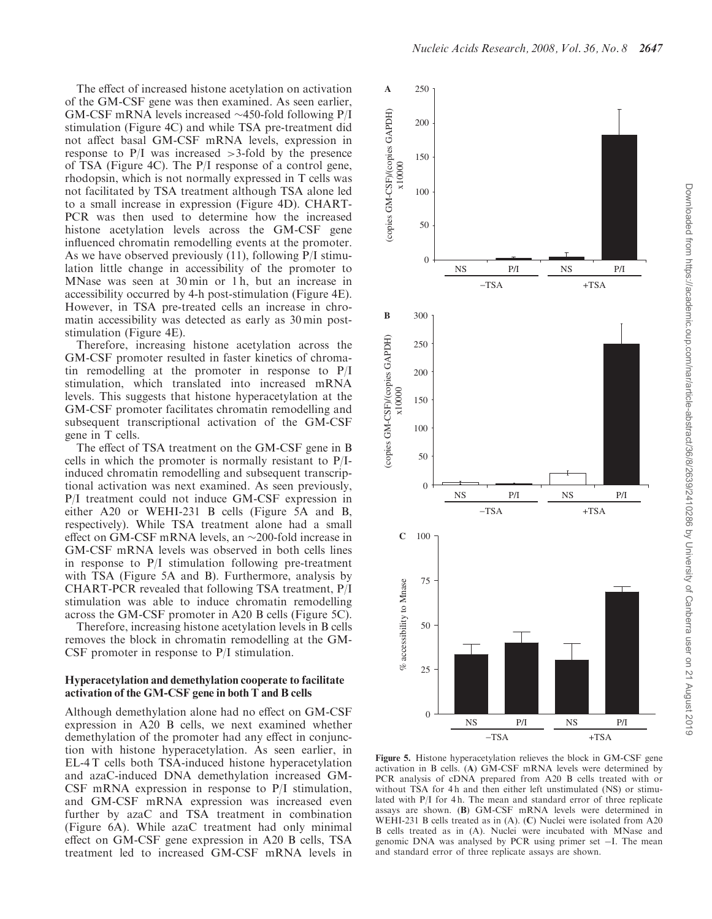The effect of increased histone acetylation on activation of the GM-CSF gene was then examined. As seen earlier, GM-CSF mRNA levels increased ~450-fold following P/I stimulation (Figure 4C) and while TSA pre-treatment did not affect basal GM-CSF mRNA levels, expression in response to P/I was increased >3-fold by the presence of TSA (Figure 4C). The P/I response of a control gene, rhodopsin, which is not normally expressed in T cells was not facilitated by TSA treatment although TSA alone led to a small increase in expression (Figure 4D). CHART-PCR was then used to determine how the increased histone acetylation levels across the GM-CSF gene influenced chromatin remodelling events at the promoter. As we have observed previously (11), following P/I stimulation little change in accessibility of the promoter to MNase was seen at 30 min or 1 h, but an increase in accessibility occurred by 4-h post-stimulation (Figure 4E). However, in TSA pre-treated cells an increase in chromatin accessibility was detected as early as 30 min post-stimulation (Figure 4E).

Therefore, increasing histone acetylation across the GM-CSF promoter resulted in faster kinetics of chromatin remodelling at the promoter in response to P/I stimulation, which translated into increased mRNA levels. This suggests that histone hyperacetylation at the GM-CSF promoter facilitates chromatin remodelling and subsequent transcriptional activation of the GM-CSF gene in T cells.

The effect of TSA treatment on the GM-CSF gene in B cells in which the promoter is normally resistant to P/I-induced chromatin remodelling and subsequent transcriptional activation was next examined. As seen previously, P/I treatment could not induce GM-CSF expression in either A20 or WEHI-231 B cells (Figure 5A and B, respectively). While TSA treatment alone had a small effect on GM-CSF mRNA levels, an ~200-fold increase in GM-CSF mRNA levels was observed in both cells lines in response to P/I stimulation following pre-treatment with TSA (Figure 5A and B). Furthermore, analysis by CHART-PCR revealed that following TSA treatment, P/I stimulation was able to induce chromatin remodelling across the GM-CSF promoter in A20 B cells (Figure 5C).

Therefore, increasing histone acetylation levels in B cells removes the block in chromatin remodelling at the GM-CSF promoter in response to P/I stimulation.

### Hyperacetylation and demethylation cooperate to facilitate activation of the GM-CSF gene in both T and B cells

Although demethylation alone had no effect on GM-CSF expression in A20 B cells, we next examined whether demethylation of the promoter had any effect in conjunction with histone hyperacetylation. As seen earlier, in EL-4 T cells both TSA-induced histone hyperacetylation and azaC-induced DNA demethylation increased GM-CSF mRNA expression in response to P/I stimulation, and GM-CSF mRNA expression was increased even further by azaC and TSA treatment in combination (Figure 6A). While azaC treatment had only minimal effect on GM-CSF gene expression in A20 B cells, TSA treatment led to increased GM-CSF mRNA levels in

**Figure 5.** Histone hyperacetylation relieves the block in GM-CSF gene activation in B cells. (**A**) GM-CSF mRNA levels were determined by PCR analysis of cDNA prepared from A20 B cells treated with or without TSA for 4 h and then either left unstimulated (NS) or stimulated with P/I for 4 h. The mean and standard error of three replicate assays are shown. (**B**) GM-CSF mRNA levels were determined in WEHI-231 B cells treated as in (A). (**C**) Nuclei were isolated from A20 B cells treated as in (A). Nuclei were incubated with MNase and genomic DNA was analysed by PCR using primer set –I. The mean and standard error of three replicate assays are shown.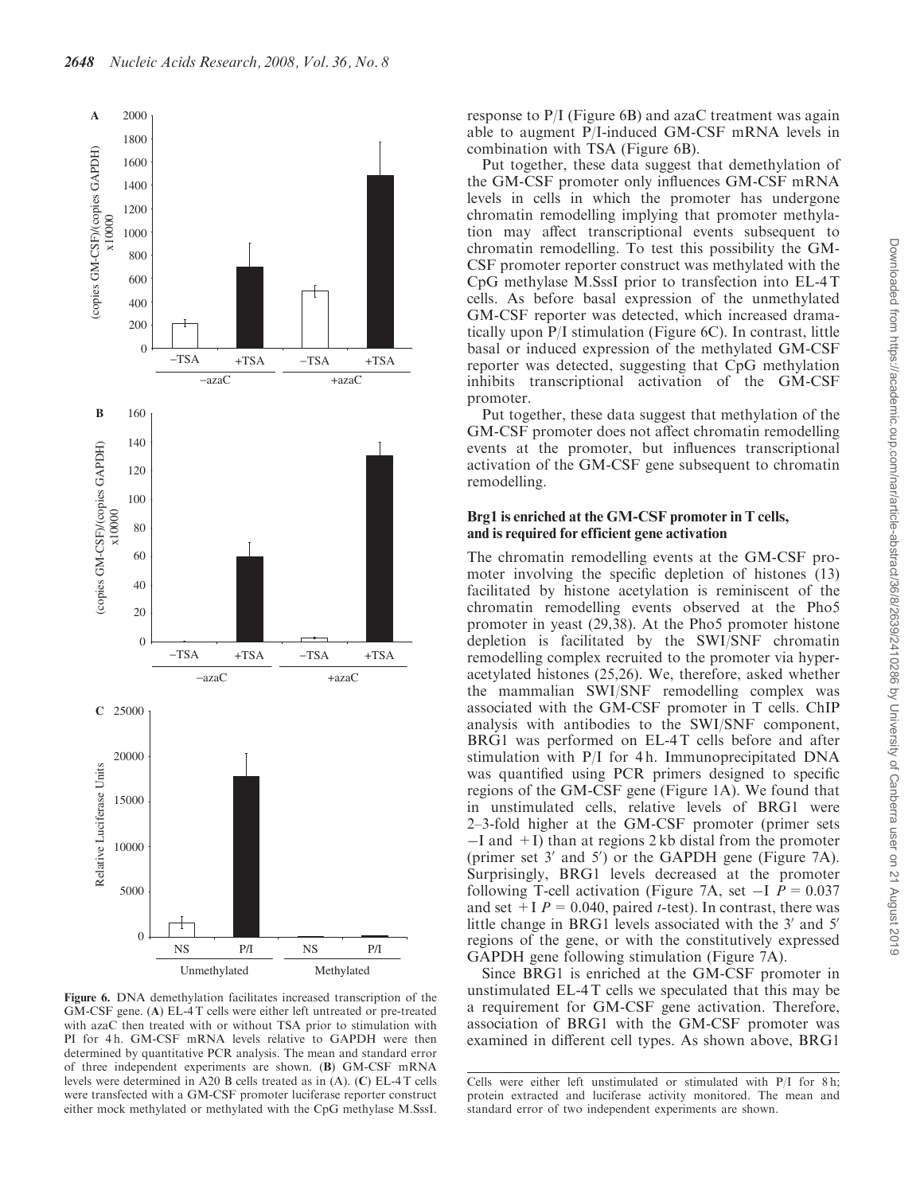Figure 6. DNA demethylation facilitates increased transcription of the GM-CSF gene. (A) EL-4 T cells were either left untreated or pre-treated with azaC then treated with or without TSA prior to stimulation with PI for 4 h. GM-CSF mRNA levels relative to GAPDH were then determined by quantitative PCR analysis. The mean and standard error of three independent experiments are shown. (B) GM-CSF mRNA levels were determined in A20 B cells treated as in (A). (C) EL-4 T cells were transfected with a GM-CSF promoter luciferase reporter construct either mock methylated or methylated with the CpG methylase M.SssI. Cells were either left unstimulated or stimulated with P/I for 8 h; protein extracted and luciferase activity monitored. The mean and standard error of two independent experiments are shown.

response to P/I (Figure 6B) and azaC treatment was again able to augment P/I-induced GM-CSF mRNA levels in combination with TSA (Figure 6B).

Put together, these data suggest that demethylation of the GM-CSF promoter only influences GM-CSF mRNA levels in cells in which the promoter has undergone chromatin remodelling implying that promoter methylation may affect transcriptional events subsequent to chromatin remodelling. To test this possibility the GM-CSF promoter reporter construct was methylated with the CpG methylase M.SssI prior to transfection into EL-4 T cells. As before basal expression of the unmethylated GM-CSF reporter was detected, which increased dramatically upon P/I stimulation (Figure 6C). In contrast, little basal or induced expression of the methylated GM-CSF reporter was detected, suggesting that CpG methylation inhibits transcriptional activation of the GM-CSF promoter.

Put together, these data suggest that methylation of the GM-CSF promoter does not affect chromatin remodelling events at the promoter, but influences transcriptional activation of the GM-CSF gene subsequent to chromatin remodelling.

### Brg1 is enriched at the GM-CSF promoter in T cells, and is required for efficient gene activation

The chromatin remodelling events at the GM-CSF promoter involving the specific depletion of histones (13) facilitated by histone acetylation is reminiscent of the chromatin remodelling events observed at the Pho5 promoter in yeast (29,38). At the Pho5 promoter histone depletion is facilitated by the SWI/SNF chromatin remodelling complex recruited to the promoter via hyperacetylated histones (25,26). We, therefore, asked whether the mammalian SWI/SNF remodelling complex was associated with the GM-CSF promoter in T cells. ChIP analysis with antibodies to the SWI/SNF component, BRG1 was performed on EL-4 T cells before and after stimulation with P/I for 4 h. Immunoprecipitated DNA was quantified using PCR primers designed to specific regions of the GM-CSF gene (Figure 1A). We found that in unstimulated cells, relative levels of BRG1 were 2–3-fold higher at the GM-CSF promoter (primer sets −I and +I) than at regions 2 kb distal from the promoter (primer set 3′ and 5′) or the GAPDH gene (Figure 7A). Surprisingly, BRG1 levels decreased at the promoter following T-cell activation (Figure 7A, set −I $P = 0.037$ and set +I $P = 0.040$, paired $t$-test). In contrast, there was little change in BRG1 levels associated with the 3′ and 5′ regions of the gene, or with the constitutively expressed GAPDH gene following stimulation (Figure 7A).

Since BRG1 is enriched at the GM-CSF promoter in unstimulated EL-4 T cells we speculated that this may be a requirement for GM-CSF gene activation. Therefore, association of BRG1 with the GM-CSF promoter was examined in different cell types. As shown above, BRG1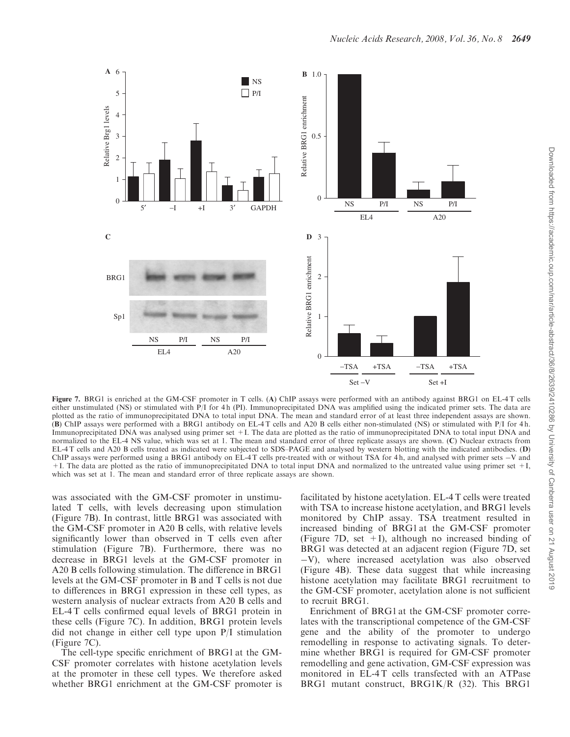**Figure 7.** BRG1 is enriched at the GM-CSF promoter in T cells. (**A**) ChIP assays were performed with an antibody against BRG1 on EL-4 T cells either unstimulated (NS) or stimulated with P/I for 4 h (PI). Immunoprecipitated DNA was amplified using the indicated primer sets. The data are plotted as the ratio of immunoprecipitated DNA to total input DNA. The mean and standard error of at least three independent assays are shown. (**B**) ChIP assays were performed with a BRG1 antibody on EL-4 T cells and A20 B cells either non-stimulated (NS) or stimulated with P/I for 4 h. Immunoprecipitated DNA was analysed using primer set +I. The data are plotted as the ratio of immunoprecipitated DNA to total input DNA and normalized to the EL-4 NS value, which was set at 1. The mean and standard error of three replicate assays are shown. (**C**) Nuclear extracts from EL-4 T cells and A20 B cells treated as indicated were subjected to SDS–PAGE and analysed by western blotting with the indicated antibodies. (**D**) ChIP assays were performed using a BRG1 antibody on EL-4 T cells pre-treated with or without TSA for 4 h, and analysed with primer sets −V and +I. The data are plotted as the ratio of immunoprecipitated DNA to total input DNA and normalized to the untreated value using primer set +I, which was set at 1. The mean and standard error of three replicate assays are shown.

was associated with the GM-CSF promoter in unstimulated T cells, with levels decreasing upon stimulation (Figure 7B). In contrast, little BRG1 was associated with the GM-CSF promoter in A20 B cells, with relative levels significantly lower than observed in T cells even after stimulation (Figure 7B). Furthermore, there was no decrease in BRG1 levels at the GM-CSF promoter in A20 B cells following stimulation. The difference in BRG1 levels at the GM-CSF promoter in B and T cells is not due to differences in BRG1 expression in these cell types, as western analysis of nuclear extracts from A20 B cells and EL-4 T cells confirmed equal levels of BRG1 protein in these cells (Figure 7C). In addition, BRG1 protein levels did not change in either cell type upon P/I stimulation (Figure 7C).

The cell-type specific enrichment of BRG1 at the GM-CSF promoter correlates with histone acetylation levels at the promoter in these cell types. We therefore asked whether BRG1 enrichment at the GM-CSF promoter is facilitated by histone acetylation. EL-4 T cells were treated with TSA to increase histone acetylation, and BRG1 levels monitored by ChIP assay. TSA treatment resulted in increased binding of BRG1 at the GM-CSF promoter (Figure 7D, set +I), although no increased binding of BRG1 was detected at an adjacent region (Figure 7D, set −V), where increased acetylation was also observed (Figure 4B). These data suggest that while increasing histone acetylation may facilitate BRG1 recruitment to the GM-CSF promoter, acetylation alone is not sufficient to recruit BRG1.

Enrichment of BRG1 at the GM-CSF promoter correlates with the transcriptional competence of the GM-CSF gene and the ability of the promoter to undergo remodelling in response to activating signals. To determine whether BRG1 is required for GM-CSF promoter remodelling and gene activation, GM-CSF expression was monitored in EL-4 T cells transfected with an ATPase BRG1 mutant construct, BRG1K/R (32). This BRG1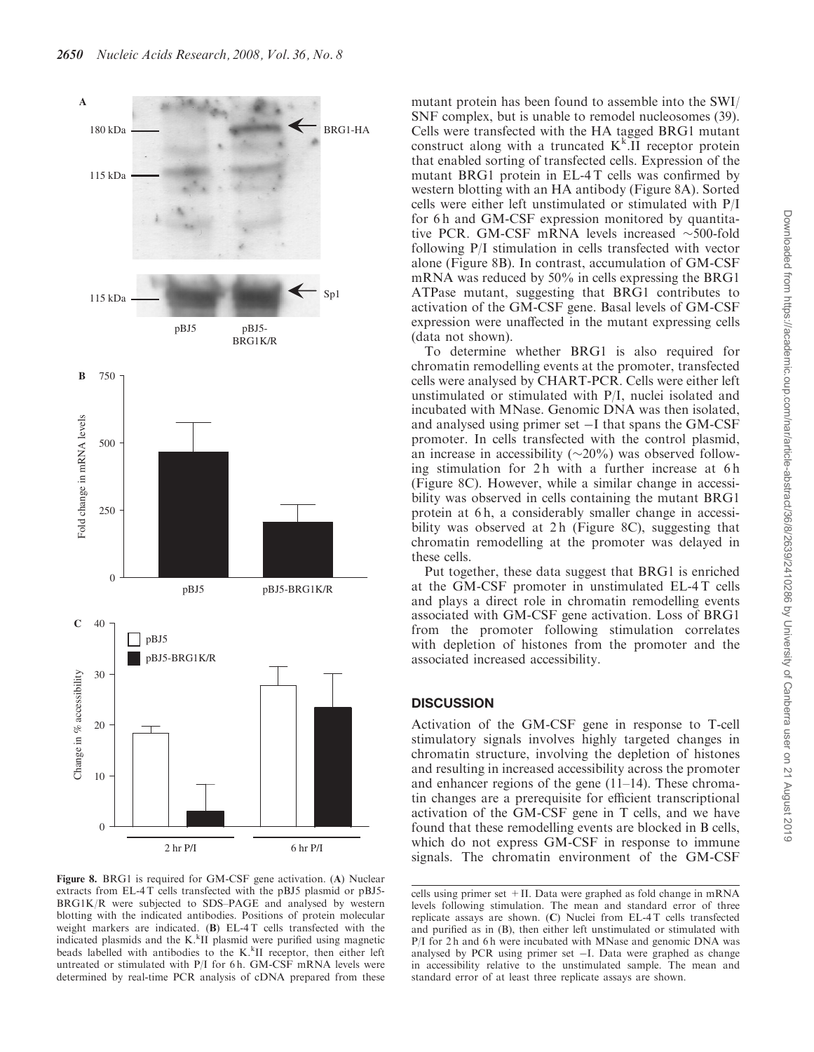Figure 8. BRG1 is required for GM-CSF gene activation. (**A**) Nuclear extracts from EL-4 T cells transfected with the pBJ5 plasmid or pBJ5-BRG1K/R were subjected to SDS–PAGE and analysed by western blotting with the indicated antibodies. Positions of protein molecular weight markers are indicated. (**B**) EL-4 T cells transfected with the indicated plasmids and the $K.^{k}$II plasmid were purified using magnetic beads labelled with antibodies to the $K.^{k}$II receptor, then either left untreated or stimulated with P/I for 6 h. GM-CSF mRNA levels were determined by real-time PCR analysis of cDNA prepared from these cells using primer set +II. Data were graphed as fold change in mRNA levels following stimulation. The mean and standard error of three replicate assays are shown. (**C**) Nuclei from EL-4 T cells transfected and purified as in (B), then either left unstimulated or stimulated with P/I for 2 h and 6 h were incubated with MNase and genomic DNA was analysed by PCR using primer set −I. Data were graphed as change in accessibility relative to the unstimulated sample. The mean and standard error of at least three replicate assays are shown.

mutant protein has been found to assemble into the SWI/SNF complex, but is unable to remodel nucleosomes (39). Cells were transfected with the HA tagged BRG1 mutant construct along with a truncated $K^{k}$.II receptor protein that enabled sorting of transfected cells. Expression of the mutant BRG1 protein in EL-4 T cells was confirmed by western blotting with an HA antibody (Figure 8A). Sorted cells were either left unstimulated or stimulated with P/I for 6 h and GM-CSF expression monitored by quantitative PCR. GM-CSF mRNA levels increased ~500-fold following P/I stimulation in cells transfected with vector alone (Figure 8B). In contrast, accumulation of GM-CSF mRNA was reduced by 50% in cells expressing the BRG1 ATPase mutant, suggesting that BRG1 contributes to activation of the GM-CSF gene. Basal levels of GM-CSF expression were unaffected in the mutant expressing cells (data not shown).

To determine whether BRG1 is also required for chromatin remodelling events at the promoter, transfected cells were analysed by CHART-PCR. Cells were either left unstimulated or stimulated with P/I, nuclei isolated and incubated with MNase. Genomic DNA was then isolated, and analysed using primer set −I that spans the GM-CSF promoter. In cells transfected with the control plasmid, an increase in accessibility (~20%) was observed following stimulation for 2 h with a further increase at 6 h (Figure 8C). However, while a similar change in accessibility was observed in cells containing the mutant BRG1 protein at 6 h, a considerably smaller change in accessibility was observed at 2 h (Figure 8C), suggesting that chromatin remodelling at the promoter was delayed in these cells.

Put together, these data suggest that BRG1 is enriched at the GM-CSF promoter in unstimulated EL-4 T cells and plays a direct role in chromatin remodelling events associated with GM-CSF gene activation. Loss of BRG1 from the promoter following stimulation correlates with depletion of histones from the promoter and the associated increased accessibility.

## DISCUSSION

Activation of the GM-CSF gene in response to T-cell stimulatory signals involves highly targeted changes in chromatin structure, involving the depletion of histones and resulting in increased accessibility across the promoter and enhancer regions of the gene (11–14). These chromatin changes are a prerequisite for efficient transcriptional activation of the GM-CSF gene in T cells, and we have found that these remodelling events are blocked in B cells, which do not express GM-CSF in response to immune signals. The chromatin environment of the GM-CSF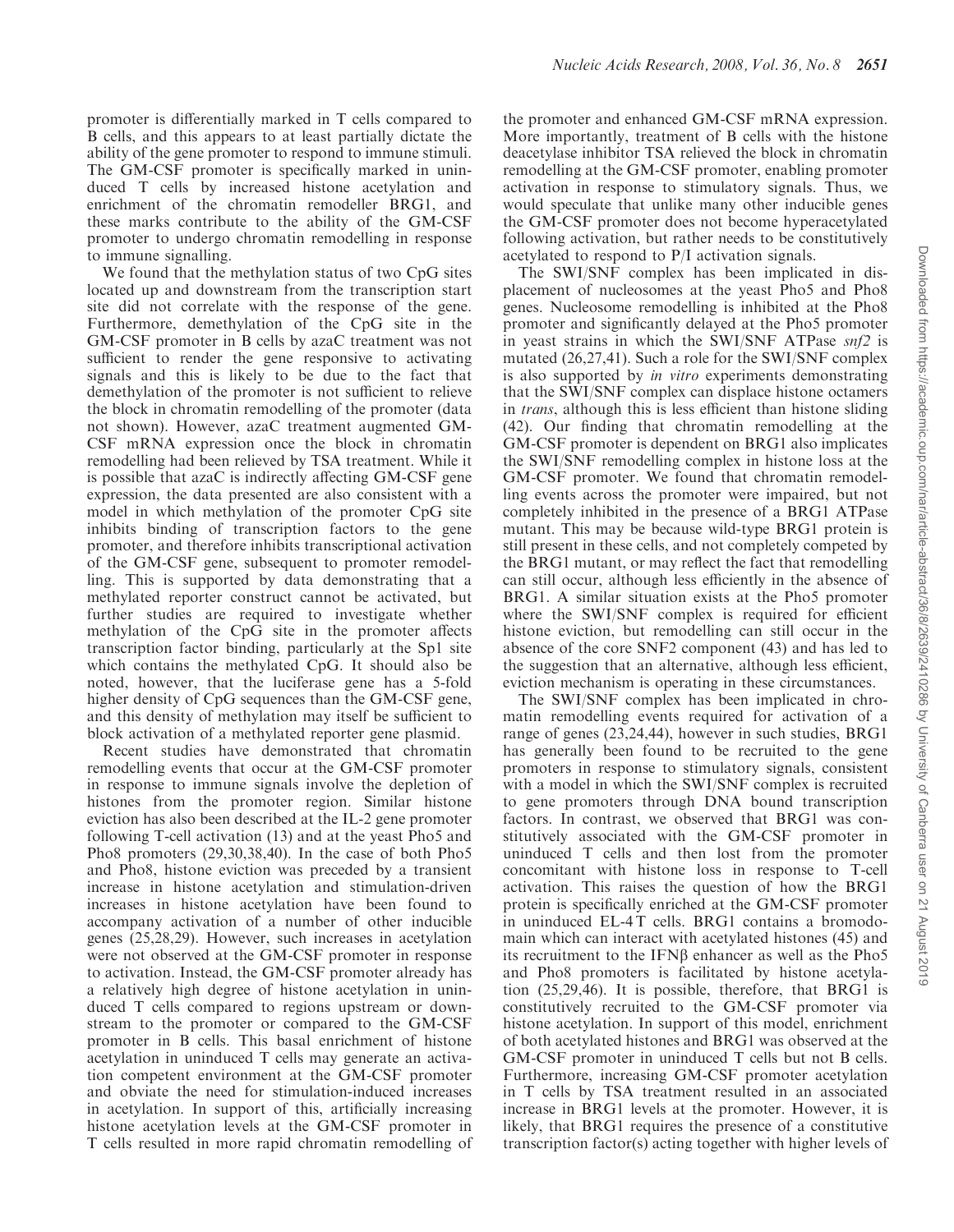promoter is differentially marked in T cells compared to B cells, and this appears to at least partially dictate the ability of the gene promoter to respond to immune stimuli. The GM-CSF promoter is specifically marked in uninduced T cells by increased histone acetylation and enrichment of the chromatin remodeller BRG1, and these marks contribute to the ability of the GM-CSF promoter to undergo chromatin remodelling in response to immune signalling.

We found that the methylation status of two CpG sites located up and downstream from the transcription start site did not correlate with the response of the gene. Furthermore, demethylation of the CpG site in the GM-CSF promoter in B cells by azaC treatment was not sufficient to render the gene responsive to activating signals and this is likely to be due to the fact that demethylation of the promoter is not sufficient to relieve the block in chromatin remodelling of the promoter (data not shown). However, azaC treatment augmented GM-CSF mRNA expression once the block in chromatin remodelling had been relieved by TSA treatment. While it is possible that azaC is indirectly affecting GM-CSF gene expression, the data presented are also consistent with a model in which methylation of the promoter CpG site inhibits binding of transcription factors to the gene promoter, and therefore inhibits transcriptional activation of the GM-CSF gene, subsequent to promoter remodelling. This is supported by data demonstrating that a methylated reporter construct cannot be activated, but further studies are required to investigate whether methylation of the CpG site in the promoter affects transcription factor binding, particularly at the Sp1 site which contains the methylated CpG. It should also be noted, however, that the luciferase gene has a 5-fold higher density of CpG sequences than the GM-CSF gene, and this density of methylation may itself be sufficient to block activation of a methylated reporter gene plasmid.

Recent studies have demonstrated that chromatin remodelling events that occur at the GM-CSF promoter in response to immune signals involve the depletion of histones from the promoter region. Similar histone eviction has also been described at the IL-2 gene promoter following T-cell activation (13) and at the yeast Pho5 and Pho8 promoters (29,30,38,40). In the case of both Pho5 and Pho8, histone eviction was preceded by a transient increase in histone acetylation and stimulation-driven increases in histone acetylation have been found to accompany activation of a number of other inducible genes (25,28,29). However, such increases in acetylation were not observed at the GM-CSF promoter in response to activation. Instead, the GM-CSF promoter already has a relatively high degree of histone acetylation in uninduced T cells compared to regions upstream or downstream to the promoter or compared to the GM-CSF promoter in B cells. This basal enrichment of histone acetylation in uninduced T cells may generate an activation competent environment at the GM-CSF promoter and obviate the need for stimulation-induced increases in acetylation. In support of this, artificially increasing histone acetylation levels at the GM-CSF promoter in T cells resulted in more rapid chromatin remodelling of the promoter and enhanced GM-CSF mRNA expression. More importantly, treatment of B cells with the histone deacetylase inhibitor TSA relieved the block in chromatin remodelling at the GM-CSF promoter, enabling promoter activation in response to stimulatory signals. Thus, we would speculate that unlike many other inducible genes the GM-CSF promoter does not become hyperacetylated following activation, but rather needs to be constitutively acetylated to respond to P/I activation signals.

The SWI/SNF complex has been implicated in displacement of nucleosomes at the yeast Pho5 and Pho8 genes. Nucleosome remodelling is inhibited at the Pho8 promoter and significantly delayed at the Pho5 promoter in yeast strains in which the SWI/SNF ATPase *snf2* is mutated (26,27,41). Such a role for the SWI/SNF complex is also supported by *in vitro* experiments demonstrating that the SWI/SNF complex can displace histone octamers in *trans*, although this is less efficient than histone sliding (42). Our finding that chromatin remodelling at the GM-CSF promoter is dependent on BRG1 also implicates the SWI/SNF remodelling complex in histone loss at the GM-CSF promoter. We found that chromatin remodelling events across the promoter were impaired, but not completely inhibited in the presence of a BRG1 ATPase mutant. This may be because wild-type BRG1 protein is still present in these cells, and not completely competed by the BRG1 mutant, or may reflect the fact that remodelling can still occur, although less efficiently in the absence of BRG1. A similar situation exists at the Pho5 promoter where the SWI/SNF complex is required for efficient histone eviction, but remodelling can still occur in the absence of the core SNF2 component (43) and has led to the suggestion that an alternative, although less efficient, eviction mechanism is operating in these circumstances.

The SWI/SNF complex has been implicated in chromatin remodelling events required for activation of a range of genes (23,24,44), however in such studies, BRG1 has generally been found to be recruited to the gene promoters in response to stimulatory signals, consistent with a model in which the SWI/SNF complex is recruited to gene promoters through DNA bound transcription factors. In contrast, we observed that BRG1 was constitutively associated with the GM-CSF promoter in uninduced T cells and then lost from the promoter concomitant with histone loss in response to T-cell activation. This raises the question of how the BRG1 protein is specifically enriched at the GM-CSF promoter in uninduced EL-4 T cells. BRG1 contains a bromodomain which can interact with acetylated histones (45) and its recruitment to the IFNβ enhancer as well as the Pho5 and Pho8 promoters is facilitated by histone acetylation (25,29,46). It is possible, therefore, that BRG1 is constitutively recruited to the GM-CSF promoter via histone acetylation. In support of this model, enrichment of both acetylated histones and BRG1 was observed at the GM-CSF promoter in uninduced T cells but not B cells. Furthermore, increasing GM-CSF promoter acetylation in T cells by TSA treatment resulted in an associated increase in BRG1 levels at the promoter. However, it is likely, that BRG1 requires the presence of a constitutive transcription factor(s) acting together with higher levels of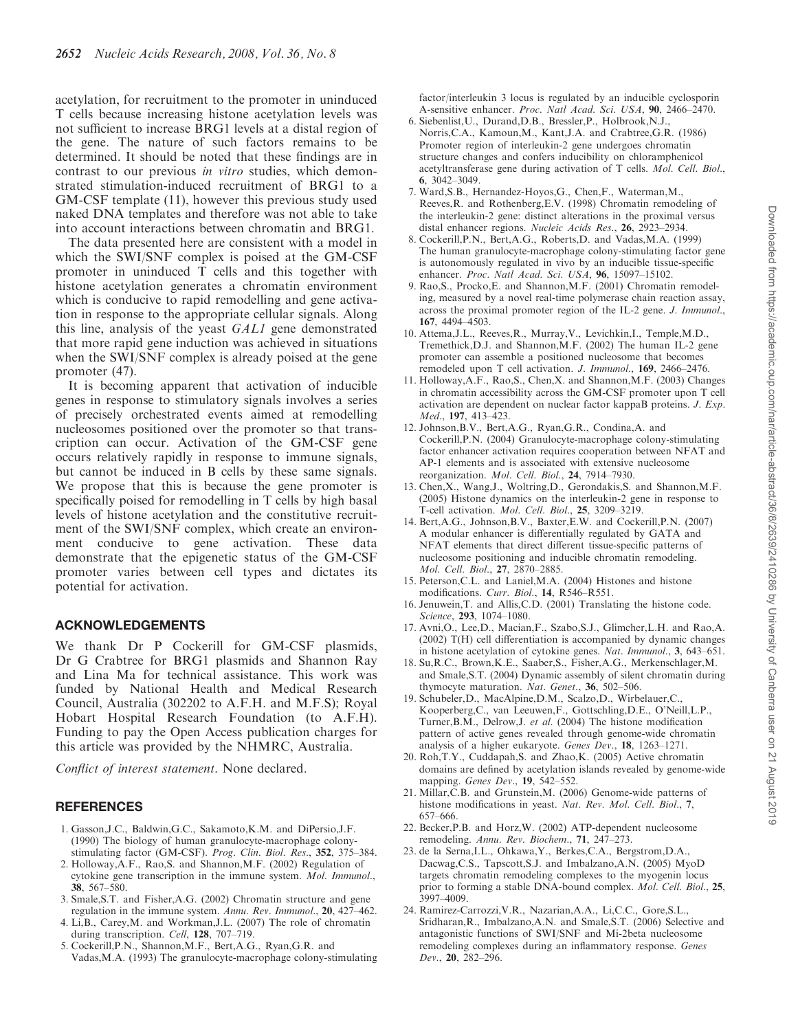acetylation, for recruitment to the promoter in uninduced T cells because increasing histone acetylation levels was not sufficient to increase BRG1 levels at a distal region of the gene. The nature of such factors remains to be determined. It should be noted that these findings are in contrast to our previous *in vitro* studies, which demonstrated stimulation-induced recruitment of BRG1 to a GM-CSF template (11), however this previous study used naked DNA templates and therefore was not able to take into account interactions between chromatin and BRG1.

The data presented here are consistent with a model in which the SWI/SNF complex is poised at the GM-CSF promoter in uninduced T cells and this together with histone acetylation generates a chromatin environment which is conducive to rapid remodelling and gene activation in response to the appropriate cellular signals. Along this line, analysis of the yeast *GAL1* gene demonstrated that more rapid gene induction was achieved in situations when the SWI/SNF complex is already poised at the gene promoter (47).

It is becoming apparent that activation of inducible genes in response to stimulatory signals involves a series of precisely orchestrated events aimed at remodelling nucleosomes positioned over the promoter so that transcription can occur. Activation of the GM-CSF gene occurs relatively rapidly in response to immune signals, but cannot be induced in B cells by these same signals. We propose that this is because the gene promoter is specifically poised for remodelling in T cells by high basal levels of histone acetylation and the constitutive recruitment of the SWI/SNF complex, which create an environment conducive to gene activation. These data demonstrate that the epigenetic status of the GM-CSF promoter varies between cell types and dictates its potential for activation.

## ACKNOWLEDGEMENTS

We thank Dr P Cockerill for GM-CSF plasmids, Dr G Crabtree for BRG1 plasmids and Shannon Ray and Lina Ma for technical assistance. This work was funded by National Health and Medical Research Council, Australia (302202 to A.F.H. and M.F.S); Royal Hobart Hospital Research Foundation (to A.F.H). Funding to pay the Open Access publication charges for this article was provided by the NHMRC, Australia.

*Conflict of interest statement*. None declared.

## REFERENCES

1. Gasson,J.C., Baldwin,G.C., Sakamoto,K.M. and DiPersio,J.F. (1990) The biology of human granulocyte-macrophage colony-stimulating factor (GM-CSF). *Prog. Clin. Biol. Res.*, **352**, 375–384.
2. Holloway,A.F., Rao,S. and Shannon,M.F. (2002) Regulation of cytokine gene transcription in the immune system. *Mol. Immunol.*, **38**, 567–580.
3. Smale,S.T. and Fisher,A.G. (2002) Chromatin structure and gene regulation in the immune system. *Annu. Rev. Immunol.*, **20**, 427–462.
4. Li,B., Carey,M. and Workman,J.L. (2007) The role of chromatin during transcription. *Cell*, **128**, 707–719.
5. Cockerill,P.N., Shannon,M.F., Bert,A.G., Ryan,G.R. and Vadas,M.A. (1993) The granulocyte-macrophage colony-stimulating factor/interleukin 3 locus is regulated by an inducible cyclosporin A-sensitive enhancer. *Proc. Natl Acad. Sci. USA*, **90**, 2466–2470.
6. Siebenlist,U., Durand,D.B., Bressler,P., Holbrook,N.J., Norris,C.A., Kamoun,M., Kant,J.A. and Crabtree,G.R. (1986) Promoter region of interleukin-2 gene undergoes chromatin structure changes and confers inducibility on chloramphenicol acetyltransferase gene during activation of T cells. *Mol. Cell. Biol.*, **6**, 3042–3049.
7. Ward,S.B., Hernandez-Hoyos,G., Chen,F., Waterman,M., Reeves,R. and Rothenberg,E.V. (1998) Chromatin remodeling of the interleukin-2 gene: distinct alterations in the proximal versus distal enhancer regions. *Nucleic Acids Res.*, **26**, 2923–2934.
8. Cockerill,P.N., Bert,A.G., Roberts,D. and Vadas,M.A. (1999) The human granulocyte-macrophage colony-stimulating factor gene is autonomously regulated in vivo by an inducible tissue-specific enhancer. *Proc. Natl Acad. Sci. USA*, **96**, 15097–15102.
9. Rao,S., Procko,E. and Shannon,M.F. (2001) Chromatin remodeling, measured by a novel real-time polymerase chain reaction assay, across the proximal promoter region of the IL-2 gene. *J. Immunol.*, **167**, 4494–4503.
10. Attema,J.L., Reeves,R., Murray,V., Levichkin,I., Temple,M.D., Tremethick,D.J. and Shannon,M.F. (2002) The human IL-2 gene promoter can assemble a positioned nucleosome that becomes remodeled upon T cell activation. *J. Immunol.*, **169**, 2466–2476.
11. Holloway,A.F., Rao,S., Chen,X. and Shannon,M.F. (2003) Changes in chromatin accessibility across the GM-CSF promoter upon T cell activation are dependent on nuclear factor kappaB proteins. *J. Exp. Med.*, **197**, 413–423.
12. Johnson,B.V., Bert,A.G., Ryan,G.R., Condina,A. and Cockerill,P.N. (2004) Granulocyte-macrophage colony-stimulating factor enhancer activation requires cooperation between NFAT and AP-1 elements and is associated with extensive nucleosome reorganization. *Mol. Cell. Biol.*, **24**, 7914–7930.
13. Chen,X., Wang,J., Woltring,D., Gerondakis,S. and Shannon,M.F. (2005) Histone dynamics on the interleukin-2 gene in response to T-cell activation. *Mol. Cell. Biol.*, **25**, 3209–3219.
14. Bert,A.G., Johnson,B.V., Baxter,E.W. and Cockerill,P.N. (2007) A modular enhancer is differentially regulated by GATA and NFAT elements that direct different tissue-specific patterns of nucleosome positioning and inducible chromatin remodeling. *Mol. Cell. Biol.*, **27**, 2870–2885.
15. Peterson,C.L. and Laniel,M.A. (2004) Histones and histone modifications. *Curr. Biol.*, **14**, R546–R551.
16. Jenuwein,T. and Allis,C.D. (2001) Translating the histone code. *Science*, **293**, 1074–1080.
17. Avni,O., Lee,D., Macian,F., Szabo,S.J., Glimcher,L.H. and Rao,A. (2002) T(H) cell differentiation is accompanied by dynamic changes in histone acetylation of cytokine genes. *Nat. Immunol.*, **3**, 643–651.
18. Su,R.C., Brown,K.E., Saaber,S., Fisher,A.G., Merkenschlager,M. and Smale,S.T. (2004) Dynamic assembly of silent chromatin during thymocyte maturation. *Nat. Genet.*, **36**, 502–506.
19. Schubeler,D., MacAlpine,D.M., Scalzo,D., Wirbelauer,C., Kooperberg,C., van Leeuwen,F., Gottschling,D.E., O'Neill,L.P., Turner,B.M., Delrow,J. *et al.* (2004) The histone modification pattern of active genes revealed through genome-wide chromatin analysis of a higher eukaryote. *Genes Dev.*, **18**, 1263–1271.
20. Roh,T.Y., Cuddapah,S. and Zhao,K. (2005) Active chromatin domains are defined by acetylation islands revealed by genome-wide mapping. *Genes Dev.*, **19**, 542–552.
21. Millar,C.B. and Grunstein,M. (2006) Genome-wide patterns of histone modifications in yeast. *Nat. Rev. Mol. Cell. Biol.*, **7**, 657–666.
22. Becker,P.B. and Horz,W. (2002) ATP-dependent nucleosome remodeling. *Annu. Rev. Biochem.*, **71**, 247–273.
23. de la Serna,I.L., Ohkawa,Y., Berkes,C.A., Bergstrom,D.A., Dacwag,C.S., Tapscott,S.J. and Imbalzano,A.N. (2005) MyoD targets chromatin remodeling complexes to the myogenin locus prior to forming a stable DNA-bound complex. *Mol. Cell. Biol.*, **25**, 3997–4009.
24. Ramirez-Carrozzi,V.R., Nazarian,A.A., Li,C.C., Gore,S.L., Sridharan,R., Imbalzano,A.N. and Smale,S.T. (2006) Selective and antagonistic functions of SWI/SNF and Mi-2beta nucleosome remodeling complexes during an inflammatory response. *Genes Dev.*, **20**, 282–296.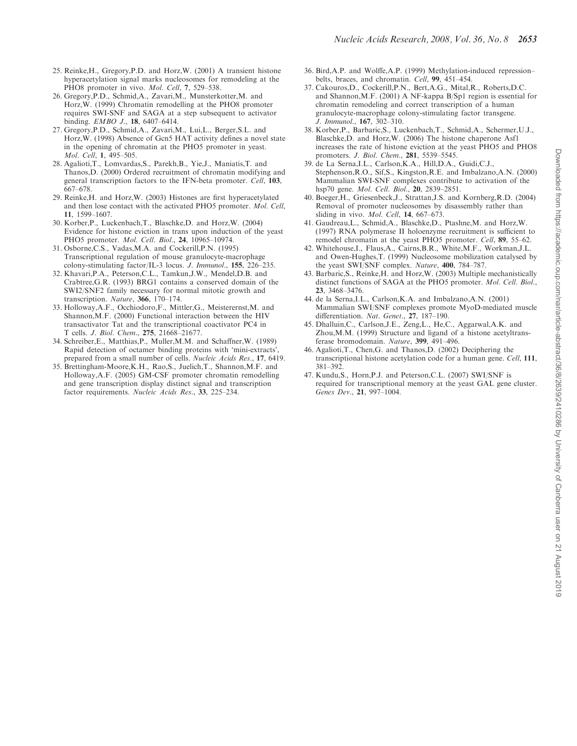25. Reinke,H., Gregory,P.D. and Horz,W. (2001) A transient histone hyperacetylation signal marks nucleosomes for remodeling at the PHO8 promoter in vivo. *Mol. Cell*, **7**, 529–538.
26. Gregory,P.D., Schmid,A., Zavari,M., Munsterkotter,M. and Horz,W. (1999) Chromatin remodelling at the PHO8 promoter requires SWI-SNF and SAGA at a step subsequent to activator binding. *EMBO J.*, **18**, 6407–6414.
27. Gregory,P.D., Schmid,A., Zavari,M., Lui,L., Berger,S.L. and Horz,W. (1998) Absence of Gcn5 HAT activity defines a novel state in the opening of chromatin at the PHO5 promoter in yeast. *Mol. Cell*, **1**, 495–505.
28. Agalioti,T., Lomvardas,S., Parekh,B., Yie,J., Maniatis,T. and Thanos,D. (2000) Ordered recruitment of chromatin modifying and general transcription factors to the IFN-beta promoter. *Cell*, **103**, 667–678.
29. Reinke,H. and Horz,W. (2003) Histones are first hyperacetylated and then lose contact with the activated PHO5 promoter. *Mol. Cell*, **11**, 1599–1607.
30. Korber,P., Luckenbach,T., Blaschke,D. and Horz,W. (2004) Evidence for histone eviction in trans upon induction of the yeast PHO5 promoter. *Mol. Cell. Biol.*, **24**, 10965–10974.
31. Osborne,C.S., Vadas,M.A. and Cockerill,P.N. (1995) Transcriptional regulation of mouse granulocyte-macrophage colony-stimulating factor/IL-3 locus. *J. Immunol.*, **155**, 226–235.
32. Khavari,P.A., Peterson,C.L., Tamkun,J.W., Mendel,D.B. and Crabtree,G.R. (1993) BRG1 contains a conserved domain of the SWI2/SNF2 family necessary for normal mitotic growth and transcription. *Nature*, **366**, 170–174.
33. Holloway,A.F., Occhiodoro,F., Mittler,G., Meisterernst,M. and Shannon,M.F. (2000) Functional interaction between the HIV transactivator Tat and the transcriptional coactivator PC4 in T cells. *J. Biol. Chem.*, **275**, 21668–21677.
34. Schreiber,E., Matthias,P., Muller,M.M. and Schaffner,W. (1989) Rapid detection of octamer binding proteins with 'mini-extracts', prepared from a small number of cells. *Nucleic Acids Res.*, **17**, 6419.
35. Brettingham-Moore,K.H., Rao,S., Juelich,T., Shannon,M.F. and Holloway,A.F. (2005) GM-CSF promoter chromatin remodelling and gene transcription display distinct signal and transcription factor requirements. *Nucleic Acids Res.*, **33**, 225–234.
36. Bird,A.P. and Wolffe,A.P. (1999) Methylation-induced repression–belts, braces, and chromatin. *Cell*, **99**, 451–454.
37. Cakouros,D., Cockerill,P.N., Bert,A.G., Mital,R., Roberts,D.C. and Shannon,M.F. (2001) A NF-kappa B/Sp1 region is essential for chromatin remodeling and correct transcription of a human granulocyte-macrophage colony-stimulating factor transgene. *J. Immunol.*, **167**, 302–310.
38. Korber,P., Barbaric,S., Luckenbach,T., Schmid,A., Schermer,U.J., Blaschke,D. and Horz,W. (2006) The histone chaperone Asf1 increases the rate of histone eviction at the yeast PHO5 and PHO8 promoters. *J. Biol. Chem.*, **281**, 5539–5545.
39. de La Serna,I.L., Carlson,K.A., Hill,D.A., Guidi,C.J., Stephenson,R.O., Sif,S., Kingston,R.E. and Imbalzano,A.N. (2000) Mammalian SWI-SNF complexes contribute to activation of the hsp70 gene. *Mol. Cell. Biol.*, **20**, 2839–2851.
40. Boeger,H., Griesenbeck,J., Strattan,J.S. and Kornberg,R.D. (2004) Removal of promoter nucleosomes by disassembly rather than sliding in vivo. *Mol. Cell*, **14**, 667–673.
41. Gaudreau,L., Schmid,A., Blaschke,D., Ptashne,M. and Horz,W. (1997) RNA polymerase II holoenzyme recruitment is sufficient to remodel chromatin at the yeast PHO5 promoter. *Cell*, **89**, 55–62.
42. Whitehouse,I., Flaus,A., Cairns,B.R., White,M.F., Workman,J.L. and Owen-Hughes,T. (1999) Nucleosome mobilization catalysed by the yeast SWI/SNF complex. *Nature*, **400**, 784–787.
43. Barbaric,S., Reinke,H. and Horz,W. (2003) Multiple mechanistically distinct functions of SAGA at the PHO5 promoter. *Mol. Cell. Biol.*, **23**, 3468–3476.
44. de la Serna,I.L., Carlson,K.A. and Imbalzano,A.N. (2001) Mammalian SWI/SNF complexes promote MyoD-mediated muscle differentiation. *Nat. Genet.*, **27**, 187–190.
45. Dhalluin,C., Carlson,J.E., Zeng,L., He,C., Aggarwal,A.K. and Zhou,M.M. (1999) Structure and ligand of a histone acetyltransferase bromodomain. *Nature*, **399**, 491–496.
46. Agalioti,T., Chen,G. and Thanos,D. (2002) Deciphering the transcriptional histone acetylation code for a human gene. *Cell*, **111**, 381–392.
47. Kundu,S., Horn,P.J. and Peterson,C.L. (2007) SWI/SNF is required for transcriptional memory at the yeast GAL gene cluster. *Genes Dev.*, **21**, 997–1004.